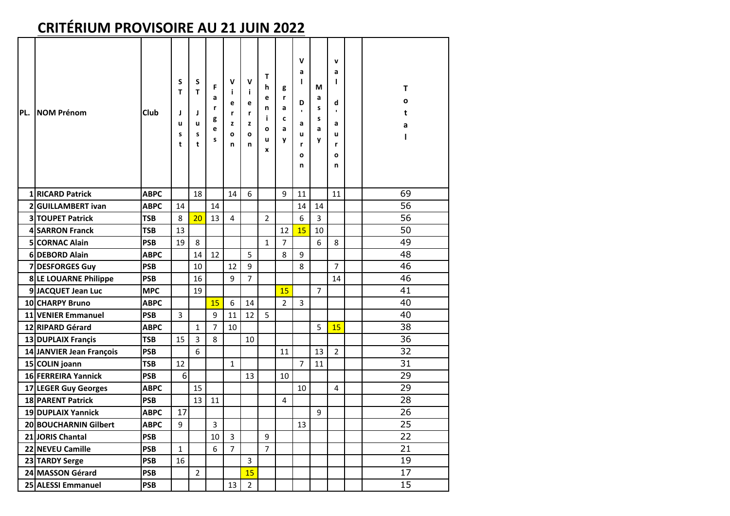# CRITÉRIUM PROVISOIRE AU 21 JUIN 2022

| PL. | NOM Prénom | Club | ST Just | ST Just | Farges | Vierzon | Vierzon | Thenioux | gracay | Val D'auron | Massay | val d'auron | | Total |
|---|---|---|---|---|---|---|---|---|---|---|---|---|---|---|
| 1 | RICARD Patrick | ABPC | | 18 | | 14 | 6 | | 9 | 11 | | 11 | | 69 |
| 2 | GUILLAMBERT ivan | ABPC | 14 | | 14 | | | | | 14 | 14 | | | 56 |
| 3 | TOUPET Patrick | TSB | 8 | 20 | 13 | 4 | | 2 | | 6 | 3 | | | 56 |
| 4 | SARRON Franck | TSB | 13 | | | | | | 12 | 15 | 10 | | | 50 |
| 5 | CORNAC Alain | PSB | 19 | 8 | | | | 1 | 7 | | 6 | 8 | | 49 |
| 6 | DEBORD Alain | ABPC | | 14 | 12 | | 5 | | 8 | 9 | | | | 48 |
| 7 | DESFORGES Guy | PSB | | 10 | | 12 | 9 | | | 8 | | 7 | | 46 |
| 8 | LE LOUARNE Philippe | PSB | | 16 | | 9 | 7 | | | | | 14 | | 46 |
| 9 | JACQUET Jean Luc | MPC | | 19 | | | | | 15 | | 7 | | | 41 |
| 10 | CHARPY Bruno | ABPC | | | 15 | 6 | 14 | | 2 | 3 | | | | 40 |
| 11 | VENIER Emmanuel | PSB | 3 | | 9 | 11 | 12 | 5 | | | | | | 40 |
| 12 | RIPARD Gérard | ABPC | | 1 | 7 | 10 | | | | | 5 | 15 | | 38 |
| 13 | DUPLAIX Françis | TSB | 15 | 3 | 8 | | 10 | | | | | | | 36 |
| 14 | JANVIER Jean François | PSB | | 6 | | | | | 11 | | 13 | 2 | | 32 |
| 15 | COLIN joann | TSB | 12 | | | 1 | | | | 7 | 11 | | | 31 |
| 16 | FERREIRA Yannick | PSB | 6 | | | | 13 | | 10 | | | | | 29 |
| 17 | LEGER Guy Georges | ABPC | | 15 | | | | | | 10 | | 4 | | 29 |
| 18 | PARENT Patrick | PSB | | 13 | 11 | | | | 4 | | | | | 28 |
| 19 | DUPLAIX Yannick | ABPC | 17 | | | | | | | | 9 | | | 26 |
| 20 | BOUCHARNIN Gilbert | ABPC | 9 | | 3 | | | | | 13 | | | | 25 |
| 21 | JORIS Chantal | PSB | | | 10 | 3 | | 9 | | | | | | 22 |
| 22 | NEVEU Camille | PSB | 1 | | 6 | 7 | | 7 | | | | | | 21 |
| 23 | TARDY Serge | PSB | 16 | | | | 3 | | | | | | | 19 |
| 24 | MASSON Gérard | PSB | | 2 | | | 15 | | | | | | | 17 |
| 25 | ALESSI Emmanuel | PSB | | | | 13 | 2 | | | | | | | 15 |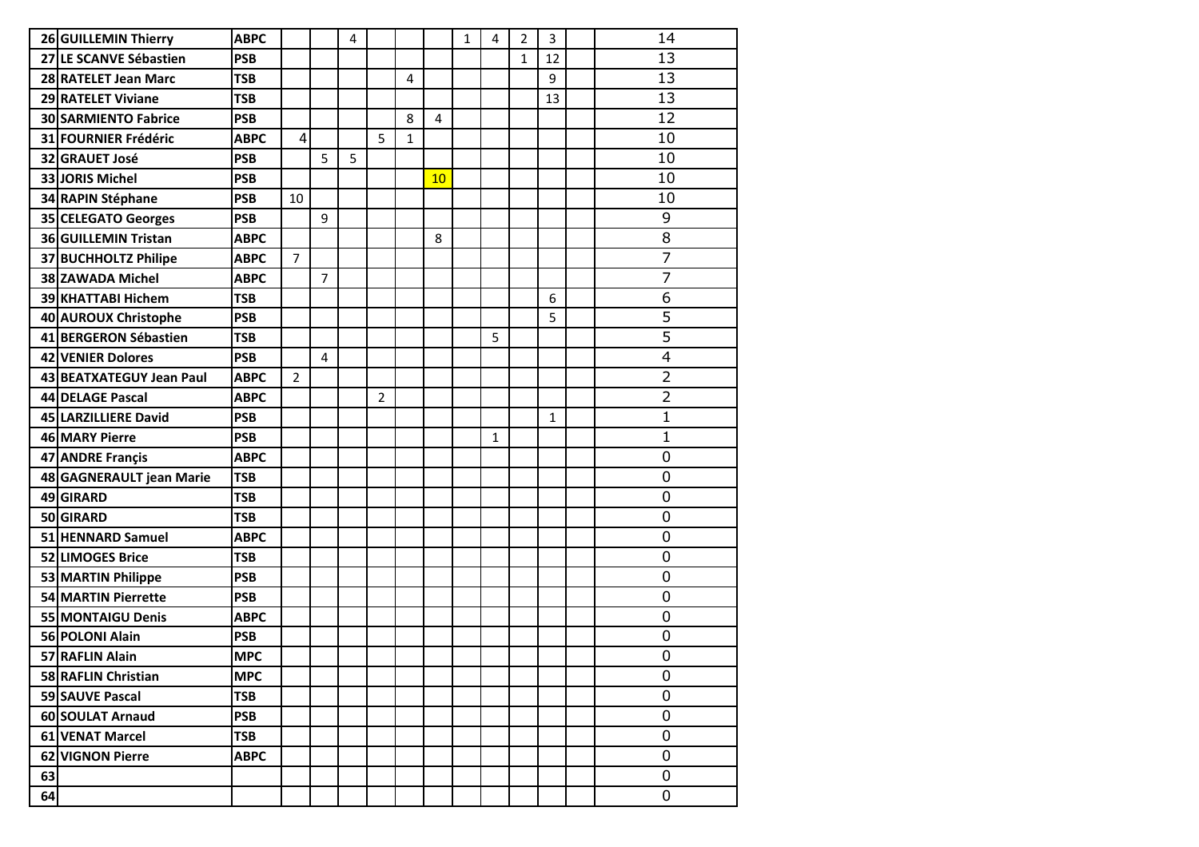| | | | | | | | | | | | | | | |
|---|---|---|---|---|---|---|---|---|---|---|---|---|---|---|
| 26 | **GUILLEMIN Thierry** | **ABPC** | | | 4 | | | | 1 | 4 | 2 | 3 | | 14 |
| 27 | **LE SCANVE Sébastien** | **PSB** | | | | | | | | | 1 | 12 | | 13 |
| 28 | **RATELET Jean Marc** | **TSB** | | | | | 4 | | | | | 9 | | 13 |
| 29 | **RATELET Viviane** | **TSB** | | | | | | | | | | 13 | | 13 |
| 30 | **SARMIENTO Fabrice** | **PSB** | | | | | 8 | 4 | | | | | | 12 |
| 31 | **FOURNIER Frédéric** | **ABPC** | 4 | | | 5 | 1 | | | | | | | 10 |
| 32 | **GRAUET José** | **PSB** | | 5 | 5 | | | | | | | | | 10 |
| 33 | **JORIS Michel** | **PSB** | | | | | | 10 | | | | | | 10 |
| 34 | **RAPIN Stéphane** | **PSB** | 10 | | | | | | | | | | | 10 |
| 35 | **CELEGATO Georges** | **PSB** | | 9 | | | | | | | | | | 9 |
| 36 | **GUILLEMIN Tristan** | **ABPC** | | | | | | 8 | | | | | | 8 |
| 37 | **BUCHHOLTZ Philipe** | **ABPC** | 7 | | | | | | | | | | | 7 |
| 38 | **ZAWADA Michel** | **ABPC** | | 7 | | | | | | | | | | 7 |
| 39 | **KHATTABI Hichem** | **TSB** | | | | | | | | | | 6 | | 6 |
| 40 | **AUROUX Christophe** | **PSB** | | | | | | | | | | 5 | | 5 |
| 41 | **BERGERON Sébastien** | **TSB** | | | | | | | | 5 | | | | 5 |
| 42 | **VENIER Dolores** | **PSB** | | 4 | | | | | | | | | | 4 |
| 43 | **BEATXATEGUY Jean Paul** | **ABPC** | 2 | | | | | | | | | | | 2 |
| 44 | **DELAGE Pascal** | **ABPC** | | | | 2 | | | | | | | | 2 |
| 45 | **LARZILLIERE David** | **PSB** | | | | | | | | | | 1 | | 1 |
| 46 | **MARY Pierre** | **PSB** | | | | | | | | 1 | | | | 1 |
| 47 | **ANDRE Françis** | **ABPC** | | | | | | | | | | | | 0 |
| 48 | **GAGNERAULT jean Marie** | **TSB** | | | | | | | | | | | | 0 |
| 49 | **GIRARD** | **TSB** | | | | | | | | | | | | 0 |
| 50 | **GIRARD** | **TSB** | | | | | | | | | | | | 0 |
| 51 | **HENNARD Samuel** | **ABPC** | | | | | | | | | | | | 0 |
| 52 | **LIMOGES Brice** | **TSB** | | | | | | | | | | | | 0 |
| 53 | **MARTIN Philippe** | **PSB** | | | | | | | | | | | | 0 |
| 54 | **MARTIN Pierrette** | **PSB** | | | | | | | | | | | | 0 |
| 55 | **MONTAIGU Denis** | **ABPC** | | | | | | | | | | | | 0 |
| 56 | **POLONI Alain** | **PSB** | | | | | | | | | | | | 0 |
| 57 | **RAFLIN Alain** | **MPC** | | | | | | | | | | | | 0 |
| 58 | **RAFLIN Christian** | **MPC** | | | | | | | | | | | | 0 |
| 59 | **SAUVE Pascal** | **TSB** | | | | | | | | | | | | 0 |
| 60 | **SOULAT Arnaud** | **PSB** | | | | | | | | | | | | 0 |
| 61 | **VENAT Marcel** | **TSB** | | | | | | | | | | | | 0 |
| 62 | **VIGNON Pierre** | **ABPC** | | | | | | | | | | | | 0 |
| 63 | | | | | | | | | | | | | | 0 |
| 64 | | | | | | | | | | | | | | 0 |